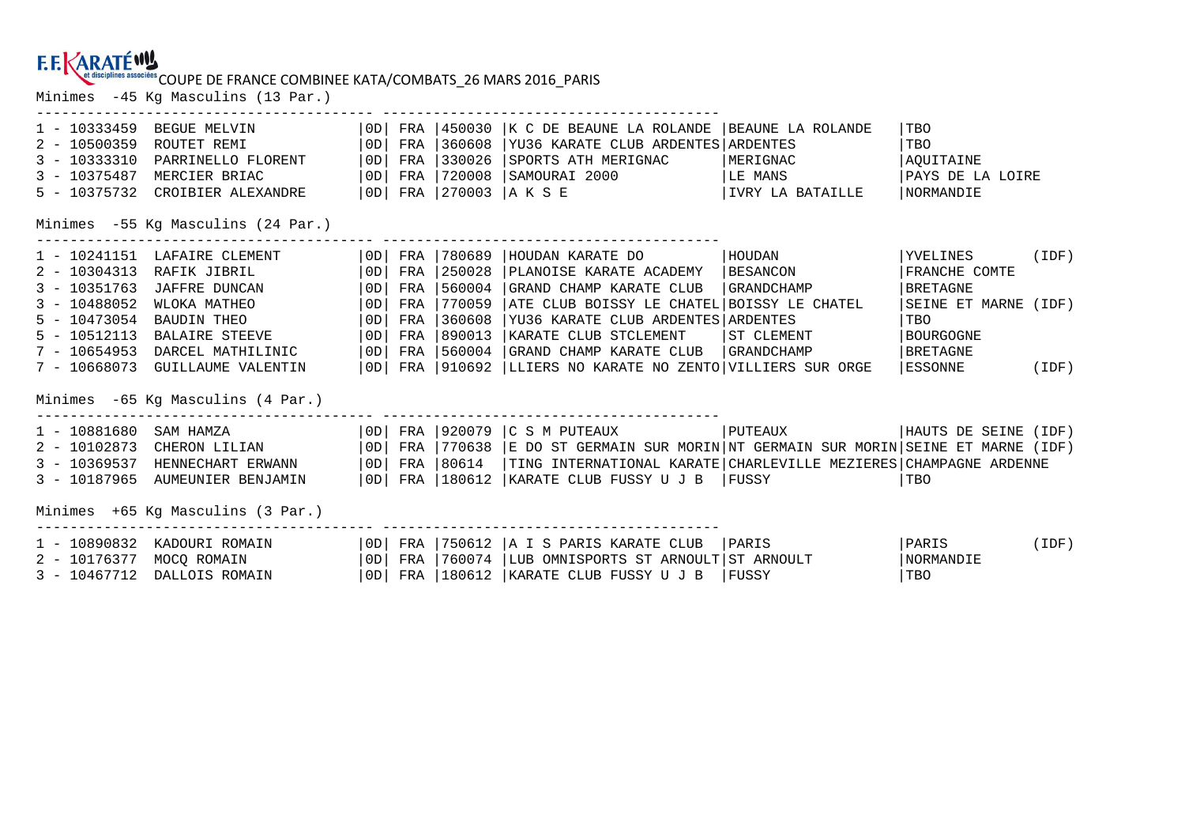F.F.KARATÉ et disciplines associées

COUPE DE FRANCE COMBINEE KATA/COMBATS_26 MARS 2016_PARIS

## Minimes -45 Kg Masculins (13 Par.)

| Rang | Licence | Nom | Grade | Nat. | Code | Club | Ville | Région |
|---|---|---|---|---|---|---|---|---|
| 1 | 10333459 | BEGUE MELVIN | 0D | FRA | 450030 | K C DE BEAUNE LA ROLANDE | BEAUNE LA ROLANDE | TBO |
| 2 | 10500359 | ROUTET REMI | 0D | FRA | 360608 | YU36 KARATE CLUB ARDENTES | ARDENTES | TBO |
| 3 | 10333310 | PARRINELLO FLORENT | 0D | FRA | 330026 | SPORTS ATH MERIGNAC | MERIGNAC | AQUITAINE |
| 3 | 10375487 | MERCIER BRIAC | 0D | FRA | 720008 | SAMOURAI 2000 | LE MANS | PAYS DE LA LOIRE |
| 5 | 10375732 | CROIBIER ALEXANDRE | 0D | FRA | 270003 | A K S E | IVRY LA BATAILLE | NORMANDIE |

## Minimes -55 Kg Masculins (24 Par.)

| Rang | Licence | Nom | Grade | Nat. | Code | Club | Ville | Région |
|---|---|---|---|---|---|---|---|---|
| 1 | 10241151 | LAFAIRE CLEMENT | 0D | FRA | 780689 | HOUDAN KARATE DO | HOUDAN | YVELINES (IDF) |
| 2 | 10304313 | RAFIK JIBRIL | 0D | FRA | 250028 | PLANOISE KARATE ACADEMY | BESANCON | FRANCHE COMTE |
| 3 | 10351763 | JAFFRE DUNCAN | 0D | FRA | 560004 | GRAND CHAMP KARATE CLUB | GRANDCHAMP | BRETAGNE |
| 3 | 10488052 | WLOKA MATHEO | 0D | FRA | 770059 | ATE CLUB BOISSY LE CHATEL | BOISSY LE CHATEL | SEINE ET MARNE (IDF) |
| 5 | 10473054 | BAUDIN THEO | 0D | FRA | 360608 | YU36 KARATE CLUB ARDENTES | ARDENTES | TBO |
| 5 | 10512113 | BALAIRE STEEVE | 0D | FRA | 890013 | KARATE CLUB STCLEMENT | ST CLEMENT | BOURGOGNE |
| 7 | 10654953 | DARCEL MATHILINIC | 0D | FRA | 560004 | GRAND CHAMP KARATE CLUB | GRANDCHAMP | BRETAGNE |
| 7 | 10668073 | GUILLAUME VALENTIN | 0D | FRA | 910692 | LLIERS NO KARATE NO ZENTO | VILLIERS SUR ORGE | ESSONNE (IDF) |

## Minimes -65 Kg Masculins (4 Par.)

| Rang | Licence | Nom | Grade | Nat. | Code | Club | Ville | Région |
|---|---|---|---|---|---|---|---|---|
| 1 | 10881680 | SAM HAMZA | 0D | FRA | 920079 | C S M PUTEAUX | PUTEAUX | HAUTS DE SEINE (IDF) |
| 2 | 10102873 | CHERON LILIAN | 0D | FRA | 770638 | E DO ST GERMAIN SUR MORIN | NT GERMAIN SUR MORIN | SEINE ET MARNE (IDF) |
| 3 | 10369537 | HENNECHART ERWANN | 0D | FRA | 80614 | TING INTERNATIONAL KARATE | CHARLEVILLE MEZIERES | CHAMPAGNE ARDENNE |
| 3 | 10187965 | AUMEUNIER BENJAMIN | 0D | FRA | 180612 | KARATE CLUB FUSSY U J B | FUSSY | TBO |

## Minimes +65 Kg Masculins (3 Par.)

| Rang | Licence | Nom | Grade | Nat. | Code | Club | Ville | Région |
|---|---|---|---|---|---|---|---|---|
| 1 | 10890832 | KADOURI ROMAIN | 0D | FRA | 750612 | A I S PARIS KARATE CLUB | PARIS | PARIS (IDF) |
| 2 | 10176377 | MOCQ ROMAIN | 0D | FRA | 760074 | LUB OMNISPORTS ST ARNOULT | ST ARNOULT | NORMANDIE |
| 3 | 10467712 | DALLOIS ROMAIN | 0D | FRA | 180612 | KARATE CLUB FUSSY U J B | FUSSY | TBO |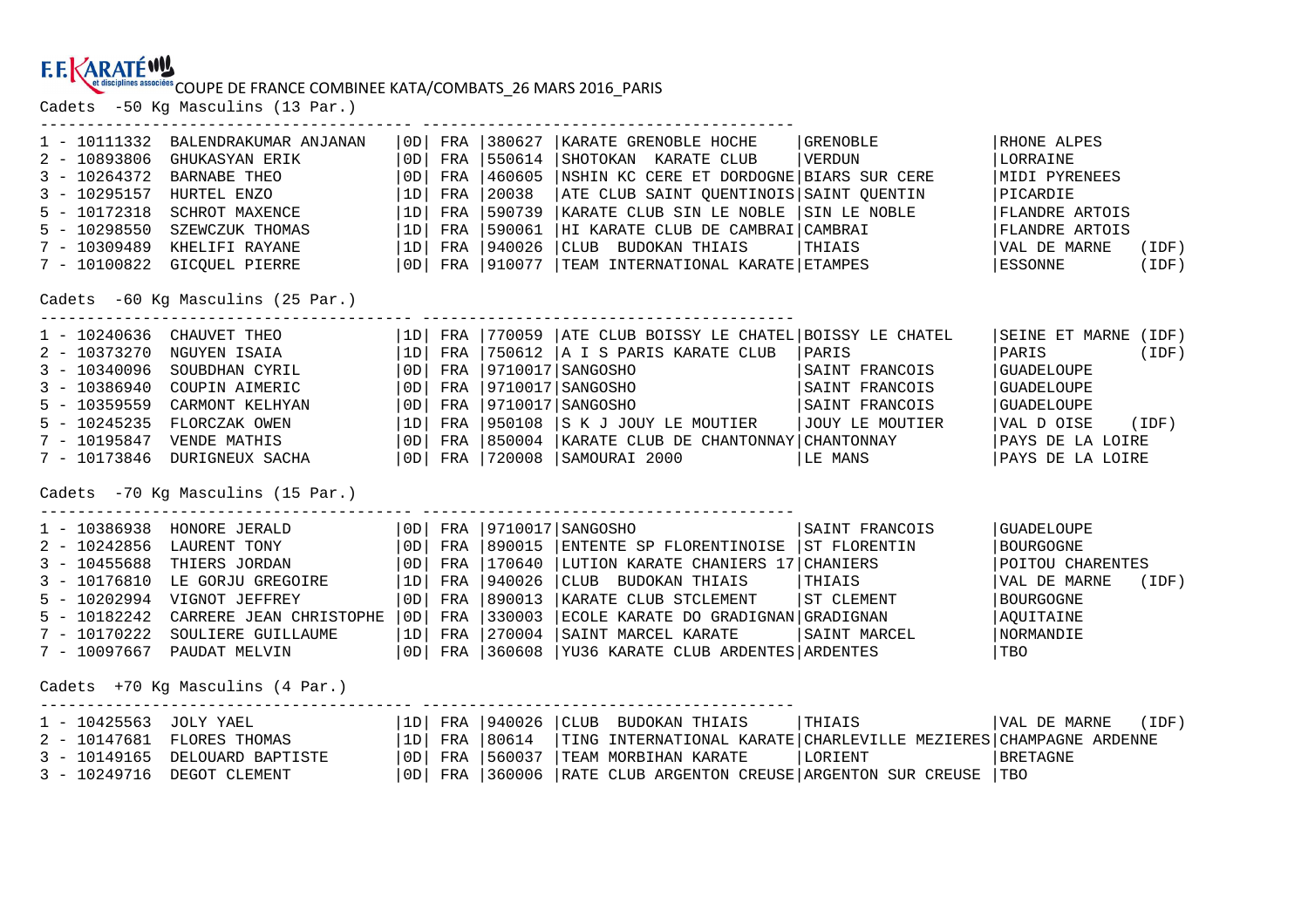F.F.KARATÉ et disciplines associées

COUPE DE FRANCE COMBINEE KATA/COMBATS_26 MARS 2016_PARIS

Cadets -50 Kg Masculins (13 Par.)

| Rang | Licence | Nom | Grade | Nat | Code | Club | Ville | Ligue |
|---|---|---|---|---|---|---|---|---|
| 1 | 10111332 | BALENDRAKUMAR ANJANAN | 0D | FRA | 380627 | KARATE GRENOBLE HOCHE | GRENOBLE | RHONE ALPES |
| 2 | 10893806 | GHUKASYAN ERIK | 0D | FRA | 550614 | SHOTOKAN KARATE CLUB | VERDUN | LORRAINE |
| 3 | 10264372 | BARNABE THEO | 0D | FRA | 460605 | NSHIN KC CERE ET DORDOGNE | BIARS SUR CERE | MIDI PYRENEES |
| 3 | 10295157 | HURTEL ENZO | 1D | FRA | 20038 | ATE CLUB SAINT QUENTINOIS | SAINT QUENTIN | PICARDIE |
| 5 | 10172318 | SCHROT MAXENCE | 1D | FRA | 590739 | KARATE CLUB SIN LE NOBLE | SIN LE NOBLE | FLANDRE ARTOIS |
| 5 | 10298550 | SZEWCZUK THOMAS | 1D | FRA | 590061 | HI KARATE CLUB DE CAMBRAI | CAMBRAI | FLANDRE ARTOIS |
| 7 | 10309489 | KHELIFI RAYANE | 1D | FRA | 940026 | CLUB BUDOKAN THIAIS | THIAIS | VAL DE MARNE (IDF) |
| 7 | 10100822 | GICQUEL PIERRE | 0D | FRA | 910077 | TEAM INTERNATIONAL KARATE | ETAMPES | ESSONNE (IDF) |

Cadets -60 Kg Masculins (25 Par.)

| Rang | Licence | Nom | Grade | Nat | Code | Club | Ville | Ligue |
|---|---|---|---|---|---|---|---|---|
| 1 | 10240636 | CHAUVET THEO | 1D | FRA | 770059 | ATE CLUB BOISSY LE CHATEL | BOISSY LE CHATEL | SEINE ET MARNE (IDF) |
| 2 | 10373270 | NGUYEN ISAIA | 1D | FRA | 750612 | A I S PARIS KARATE CLUB | PARIS | PARIS (IDF) |
| 3 | 10340096 | SOUBDHAN CYRIL | 0D | FRA | 9710017 | SANGOSHO | SAINT FRANCOIS | GUADELOUPE |
| 3 | 10386940 | COUPIN AIMERIC | 0D | FRA | 9710017 | SANGOSHO | SAINT FRANCOIS | GUADELOUPE |
| 5 | 10359559 | CARMONT KELHYAN | 0D | FRA | 9710017 | SANGOSHO | SAINT FRANCOIS | GUADELOUPE |
| 5 | 10245235 | FLORCZAK OWEN | 1D | FRA | 950108 | S K J JOUY LE MOUTIER | JOUY LE MOUTIER | VAL D OISE (IDF) |
| 7 | 10195847 | VENDE MATHIS | 0D | FRA | 850004 | KARATE CLUB DE CHANTONNAY | CHANTONNAY | PAYS DE LA LOIRE |
| 7 | 10173846 | DURIGNEUX SACHA | 0D | FRA | 720008 | SAMOURAI 2000 | LE MANS | PAYS DE LA LOIRE |

Cadets -70 Kg Masculins (15 Par.)

| Rang | Licence | Nom | Grade | Nat | Code | Club | Ville | Ligue |
|---|---|---|---|---|---|---|---|---|
| 1 | 10386938 | HONORE JERALD | 0D | FRA | 9710017 | SANGOSHO | SAINT FRANCOIS | GUADELOUPE |
| 2 | 10242856 | LAURENT TONY | 0D | FRA | 890015 | ENTENTE SP FLORENTINOISE | ST FLORENTIN | BOURGOGNE |
| 3 | 10455688 | THIERS JORDAN | 0D | FRA | 170640 | LUTION KARATE CHANIERS 17 | CHANIERS | POITOU CHARENTES |
| 3 | 10176810 | LE GORJU GREGOIRE | 1D | FRA | 940026 | CLUB BUDOKAN THIAIS | THIAIS | VAL DE MARNE (IDF) |
| 5 | 10202994 | VIGNOT JEFFREY | 0D | FRA | 890013 | KARATE CLUB STCLEMENT | ST CLEMENT | BOURGOGNE |
| 5 | 10182242 | CARRERE JEAN CHRISTOPHE | 0D | FRA | 330003 | ECOLE KARATE DO GRADIGNAN | GRADIGNAN | AQUITAINE |
| 7 | 10170222 | SOULIERE GUILLAUME | 1D | FRA | 270004 | SAINT MARCEL KARATE | SAINT MARCEL | NORMANDIE |
| 7 | 10097667 | PAUDAT MELVIN | 0D | FRA | 360608 | YU36 KARATE CLUB ARDENTES | ARDENTES | TBO |

Cadets +70 Kg Masculins (4 Par.)

| Rang | Licence | Nom | Grade | Nat | Code | Club | Ville | Ligue |
|---|---|---|---|---|---|---|---|---|
| 1 | 10425563 | JOLY YAEL | 1D | FRA | 940026 | CLUB BUDOKAN THIAIS | THIAIS | VAL DE MARNE (IDF) |
| 2 | 10147681 | FLORES THOMAS | 1D | FRA | 80614 | TING INTERNATIONAL KARATE | CHARLEVILLE MEZIERES | CHAMPAGNE ARDENNE |
| 3 | 10149165 | DELOUARD BAPTISTE | 0D | FRA | 560037 | TEAM MORBIHAN KARATE | LORIENT | BRETAGNE |
| 3 | 10249716 | DEGOT CLEMENT | 0D | FRA | 360006 | RATE CLUB ARGENTON CREUSE | ARGENTON SUR CREUSE | TBO |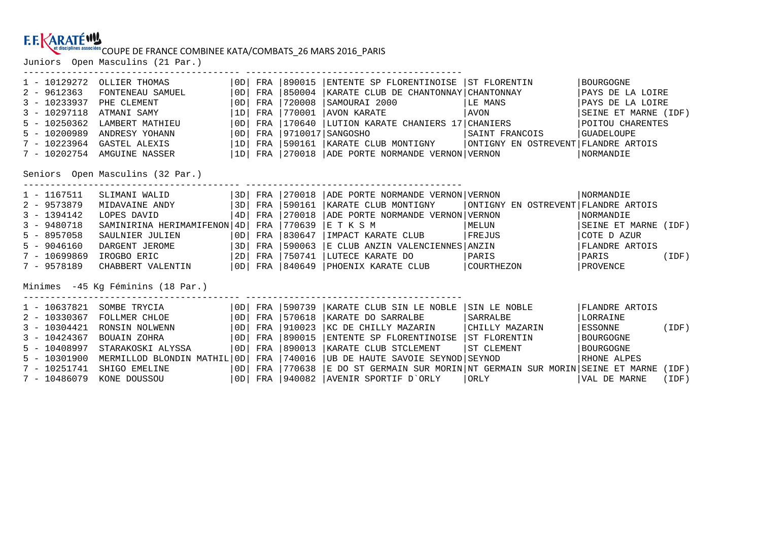F.F. KARATÉ et disciplines associées COUPE DE FRANCE COMBINEE KATA/COMBATS_26 MARS 2016_PARIS

## Juniors Open Masculins (21 Par.)

| Rang | Licence | Nom | Grade | Nat. | Code | Club | Ville | Ligue |
|---|---|---|---|---|---|---|---|---|
| 1 | 10129272 | OLLIER THOMAS | 0D | FRA | 890015 | ENTENTE SP FLORENTINOISE | ST FLORENTIN | BOURGOGNE |
| 2 | 9612363 | FONTENEAU SAMUEL | 0D | FRA | 850004 | KARATE CLUB DE CHANTONNAY | CHANTONNAY | PAYS DE LA LOIRE |
| 3 | 10233937 | PHE CLEMENT | 0D | FRA | 720008 | SAMOURAI 2000 | LE MANS | PAYS DE LA LOIRE |
| 3 | 10297118 | ATMANI SAMY | 1D | FRA | 770001 | AVON KARATE | AVON | SEINE ET MARNE (IDF) |
| 5 | 10250362 | LAMBERT MATHIEU | 0D | FRA | 170640 | LUTION KARATE CHANIERS 17 | CHANIERS | POITOU CHARENTES |
| 5 | 10200989 | ANDRESY YOHANN | 0D | FRA | 9710017 | SANGOSHO | SAINT FRANCOIS | GUADELOUPE |
| 7 | 10223964 | GASTEL ALEXIS | 1D | FRA | 590161 | KARATE CLUB MONTIGNY | ONTIGNY EN OSTREVENT | FLANDRE ARTOIS |
| 7 | 10202754 | AMGUINE NASSER | 1D | FRA | 270018 | ADE PORTE NORMANDE VERNON | VERNON | NORMANDIE |

## Seniors Open Masculins (32 Par.)

| Rang | Licence | Nom | Grade | Nat. | Code | Club | Ville | Ligue |
|---|---|---|---|---|---|---|---|---|
| 1 | 1167511 | SLIMANI WALID | 3D | FRA | 270018 | ADE PORTE NORMANDE VERNON | VERNON | NORMANDIE |
| 2 | 9573879 | MIDAVAINE ANDY | 3D | FRA | 590161 | KARATE CLUB MONTIGNY | ONTIGNY EN OSTREVENT | FLANDRE ARTOIS |
| 3 | 1394142 | LOPES DAVID | 4D | FRA | 270018 | ADE PORTE NORMANDE VERNON | VERNON | NORMANDIE |
| 3 | 9480718 | SAMINIRINA HERIMAMIFENON | 4D | FRA | 770639 | E T K S M | MELUN | SEINE ET MARNE (IDF) |
| 5 | 8957058 | SAULNIER JULIEN | 0D | FRA | 830647 | IMPACT KARATE CLUB | FREJUS | COTE D AZUR |
| 5 | 9046160 | DARGENT JEROME | 3D | FRA | 590063 | E CLUB ANZIN VALENCIENNES | ANZIN | FLANDRE ARTOIS |
| 7 | 10699869 | IROGBO ERIC | 2D | FRA | 750741 | LUTECE KARATE DO | PARIS | PARIS (IDF) |
| 7 | 9578189 | CHABBERT VALENTIN | 0D | FRA | 840649 | PHOENIX KARATE CLUB | COURTHEZON | PROVENCE |

## Minimes -45 Kg Féminins (18 Par.)

| Rang | Licence | Nom | Grade | Nat. | Code | Club | Ville | Ligue |
|---|---|---|---|---|---|---|---|---|
| 1 | 10637821 | SOMBE TRYCIA | 0D | FRA | 590739 | KARATE CLUB SIN LE NOBLE | SIN LE NOBLE | FLANDRE ARTOIS |
| 2 | 10330367 | FOLLMER CHLOE | 0D | FRA | 570618 | KARATE DO SARRALBE | SARRALBE | LORRAINE |
| 3 | 10304421 | RONSIN NOLWENN | 0D | FRA | 910023 | KC DE CHILLY MAZARIN | CHILLY MAZARIN | ESSONNE (IDF) |
| 3 | 10424367 | BOUAIN ZOHRA | 0D | FRA | 890015 | ENTENTE SP FLORENTINOISE | ST FLORENTIN | BOURGOGNE |
| 5 | 10408997 | STARAKOSKI ALYSSA | 0D | FRA | 890013 | KARATE CLUB STCLEMENT | ST CLEMENT | BOURGOGNE |
| 5 | 10301900 | MERMILLOD BLONDIN MATHIL | 0D | FRA | 740016 | UB DE HAUTE SAVOIE SEYNOD | SEYNOD | RHONE ALPES |
| 7 | 10251741 | SHIGO EMELINE | 0D | FRA | 770638 | E DO ST GERMAIN SUR MORIN | NT GERMAIN SUR MORIN | SEINE ET MARNE (IDF) |
| 7 | 10486079 | KONE DOUSSOU | 0D | FRA | 940082 | AVENIR SPORTIF D`ORLY | ORLY | VAL DE MARNE (IDF) |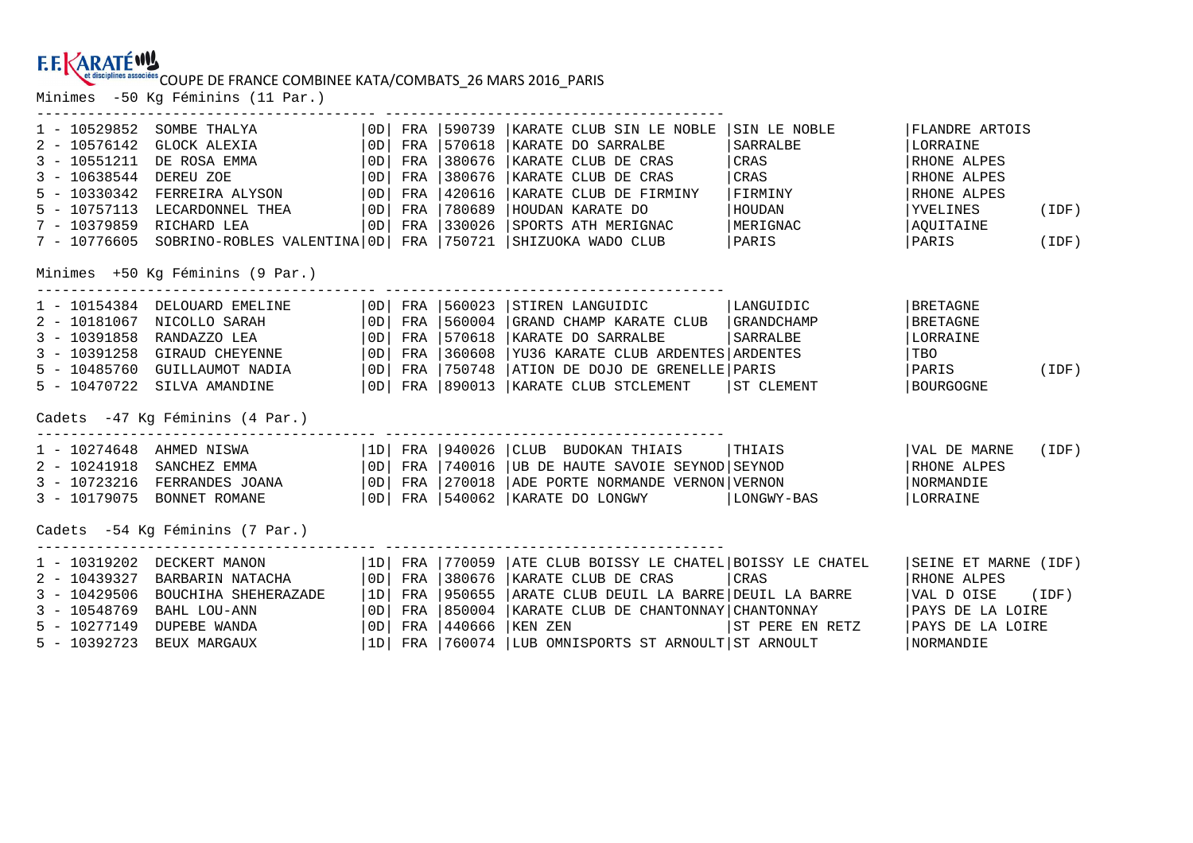F.F.KARATÉ et disciplines associées COUPE DE FRANCE COMBINEE KATA/COMBATS_26 MARS 2016_PARIS

## Minimes -50 Kg Féminins (11 Par.)

| Rang | Licence | Nom | Grade | Nat. | Code | Club | Ville | Ligue | |
|---|---|---|---|---|---|---|---|---|---|
| 1 | 10529852 | SOMBE THALYA | 0D | FRA | 590739 | KARATE CLUB SIN LE NOBLE | SIN LE NOBLE | FLANDRE ARTOIS | |
| 2 | 10576142 | GLOCK ALEXIA | 0D | FRA | 570618 | KARATE DO SARRALBE | SARRALBE | LORRAINE | |
| 3 | 10551211 | DE ROSA EMMA | 0D | FRA | 380676 | KARATE CLUB DE CRAS | CRAS | RHONE ALPES | |
| 3 | 10638544 | DEREU ZOE | 0D | FRA | 380676 | KARATE CLUB DE CRAS | CRAS | RHONE ALPES | |
| 5 | 10330342 | FERREIRA ALYSON | 0D | FRA | 420616 | KARATE CLUB DE FIRMINY | FIRMINY | RHONE ALPES | |
| 5 | 10757113 | LECARDONNEL THEA | 0D | FRA | 780689 | HOUDAN KARATE DO | HOUDAN | YVELINES | (IDF) |
| 7 | 10379859 | RICHARD LEA | 0D | FRA | 330026 | SPORTS ATH MERIGNAC | MERIGNAC | AQUITAINE | |
| 7 | 10776605 | SOBRINO-ROBLES VALENTINA | 0D | FRA | 750721 | SHIZUOKA WADO CLUB | PARIS | PARIS | (IDF) |

## Minimes +50 Kg Féminins (9 Par.)

| Rang | Licence | Nom | Grade | Nat. | Code | Club | Ville | Ligue | |
|---|---|---|---|---|---|---|---|---|---|
| 1 | 10154384 | DELOUARD EMELINE | 0D | FRA | 560023 | STIREN LANGUIDIC | LANGUIDIC | BRETAGNE | |
| 2 | 10181067 | NICOLLO SARAH | 0D | FRA | 560004 | GRAND CHAMP KARATE CLUB | GRANDCHAMP | BRETAGNE | |
| 3 | 10391858 | RANDAZZO LEA | 0D | FRA | 570618 | KARATE DO SARRALBE | SARRALBE | LORRAINE | |
| 3 | 10391258 | GIRAUD CHEYENNE | 0D | FRA | 360608 | YU36 KARATE CLUB ARDENTES | ARDENTES | TBO | |
| 5 | 10485760 | GUILLAUMOT NADIA | 0D | FRA | 750748 | ATION DE DOJO DE GRENELLE | PARIS | PARIS | (IDF) |
| 5 | 10470722 | SILVA AMANDINE | 0D | FRA | 890013 | KARATE CLUB STCLEMENT | ST CLEMENT | BOURGOGNE | |

## Cadets -47 Kg Féminins (4 Par.)

| Rang | Licence | Nom | Grade | Nat. | Code | Club | Ville | Ligue | |
|---|---|---|---|---|---|---|---|---|---|
| 1 | 10274648 | AHMED NISWA | 1D | FRA | 940026 | CLUB BUDOKAN THIAIS | THIAIS | VAL DE MARNE | (IDF) |
| 2 | 10241918 | SANCHEZ EMMA | 0D | FRA | 740016 | UB DE HAUTE SAVOIE SEYNOD | SEYNOD | RHONE ALPES | |
| 3 | 10723216 | FERRANDES JOANA | 0D | FRA | 270018 | ADE PORTE NORMANDE VERNON | VERNON | NORMANDIE | |
| 3 | 10179075 | BONNET ROMANE | 0D | FRA | 540062 | KARATE DO LONGWY | LONGWY-BAS | LORRAINE | |

## Cadets -54 Kg Féminins (7 Par.)

| Rang | Licence | Nom | Grade | Nat. | Code | Club | Ville | Ligue | |
|---|---|---|---|---|---|---|---|---|---|
| 1 | 10319202 | DECKERT MANON | 1D | FRA | 770059 | ATE CLUB BOISSY LE CHATEL | BOISSY LE CHATEL | SEINE ET MARNE | (IDF) |
| 2 | 10439327 | BARBARIN NATACHA | 0D | FRA | 380676 | KARATE CLUB DE CRAS | CRAS | RHONE ALPES | |
| 3 | 10429506 | BOUCHIHA SHEHERAZADE | 1D | FRA | 950655 | ARATE CLUB DEUIL LA BARRE | DEUIL LA BARRE | VAL D OISE | (IDF) |
| 3 | 10548769 | BAHL LOU-ANN | 0D | FRA | 850004 | KARATE CLUB DE CHANTONNAY | CHANTONNAY | PAYS DE LA LOIRE | |
| 5 | 10277149 | DUPEBE WANDA | 0D | FRA | 440666 | KEN ZEN | ST PERE EN RETZ | PAYS DE LA LOIRE | |
| 5 | 10392723 | BEUX MARGAUX | 1D | FRA | 760074 | LUB OMNISPORTS ST ARNOULT | ST ARNOULT | NORMANDIE | |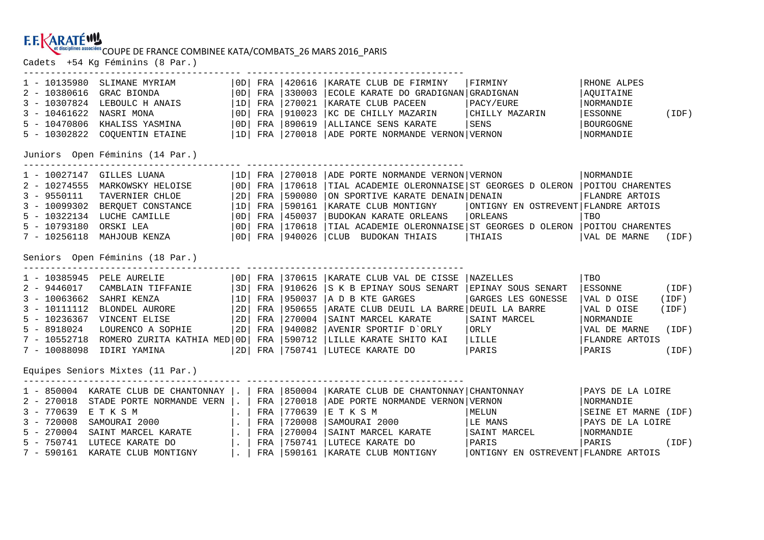F.F. KARATÉ et disciplines associées COUPE DE FRANCE COMBINEE KATA/COMBATS_26 MARS 2016_PARIS

Cadets +54 Kg Féminins (8 Par.)

| | | | | | | | | | |
|---|---|---|---|---|---|---|---|---|---|
| 1 - 10135980 | SLIMANE MYRIAM | 0D | FRA | 420616 | KARATE CLUB DE FIRMINY | FIRMINY | RHONE ALPES | |
| 2 - 10380616 | GRAC BIONDA | 0D | FRA | 330003 | ECOLE KARATE DO GRADIGNAN | GRADIGNAN | AQUITAINE | |
| 3 - 10307824 | LEBOULC H ANAIS | 1D | FRA | 270021 | KARATE CLUB PACEEN | PACY/EURE | NORMANDIE | |
| 3 - 10461622 | NASRI MONA | 0D | FRA | 910023 | KC DE CHILLY MAZARIN | CHILLY MAZARIN | ESSONNE | (IDF) |
| 5 - 10470806 | KHALISS YASMINA | 0D | FRA | 890619 | ALLIANCE SENS KARATE | SENS | BOURGOGNE | |
| 5 - 10302822 | COQUENTIN ETAINE | 1D | FRA | 270018 | ADE PORTE NORMANDE VERNON | VERNON | NORMANDIE | |

Juniors Open Féminins (14 Par.)

| | | | | | | | | |
|---|---|---|---|---|---|---|---|---|
| 1 - 10027147 | GILLES LUANA | 1D | FRA | 270018 | ADE PORTE NORMANDE VERNON | VERNON | NORMANDIE | |
| 2 - 10274555 | MARKOWSKY HELOISE | 0D | FRA | 170618 | TIAL ACADEMIE OLERONNAISE | ST GEORGES D OLERON | POITOU CHARENTES | |
| 3 - 9550111 | TAVERNIER CHLOE | 2D | FRA | 590080 | ON SPORTIVE KARATE DENAIN | DENAIN | FLANDRE ARTOIS | |
| 3 - 10099302 | BERQUET CONSTANCE | 1D | FRA | 590161 | KARATE CLUB MONTIGNY | ONTIGNY EN OSTREVENT | FLANDRE ARTOIS | |
| 5 - 10322134 | LUCHE CAMILLE | 0D | FRA | 450037 | BUDOKAN KARATE ORLEANS | ORLEANS | TBO | |
| 5 - 10793180 | ORSKI LEA | 0D | FRA | 170618 | TIAL ACADEMIE OLERONNAISE | ST GEORGES D OLERON | POITOU CHARENTES | |
| 7 - 10256118 | MAHJOUB KENZA | 0D | FRA | 940026 | CLUB BUDOKAN THIAIS | THIAIS | VAL DE MARNE | (IDF) |

Seniors Open Féminins (18 Par.)

| | | | | | | | | |
|---|---|---|---|---|---|---|---|---|
| 1 - 10385945 | PELE AURELIE | 0D | FRA | 370615 | KARATE CLUB VAL DE CISSE | NAZELLES | TBO | |
| 2 - 9446017 | CAMBLAIN TIFFANIE | 3D | FRA | 910626 | S K B EPINAY SOUS SENART | EPINAY SOUS SENART | ESSONNE | (IDF) |
| 3 - 10063662 | SAHRI KENZA | 1D | FRA | 950037 | A D B KTE GARGES | GARGES LES GONESSE | VAL D OISE | (IDF) |
| 3 - 10111112 | BLONDEL AURORE | 2D | FRA | 950655 | ARATE CLUB DEUIL LA BARRE | DEUIL LA BARRE | VAL D OISE | (IDF) |
| 5 - 10236367 | VINCENT ELISE | 2D | FRA | 270004 | SAINT MARCEL KARATE | SAINT MARCEL | NORMANDIE | |
| 5 - 8918024 | LOURENCO A SOPHIE | 2D | FRA | 940082 | AVENIR SPORTIF D`ORLY | ORLY | VAL DE MARNE | (IDF) |
| 7 - 10552718 | ROMERO ZURITA KATHIA MED | 0D | FRA | 590712 | LILLE KARATE SHITO KAI | LILLE | FLANDRE ARTOIS | |
| 7 - 10088098 | IDIRI YAMINA | 2D | FRA | 750741 | LUTECE KARATE DO | PARIS | PARIS | (IDF) |

Equipes Seniors Mixtes (11 Par.)

| | | | | | | | | |
|---|---|---|---|---|---|---|---|---|
| 1 - 850004 | KARATE CLUB DE CHANTONNAY | . | FRA | 850004 | KARATE CLUB DE CHANTONNAY | CHANTONNAY | PAYS DE LA LOIRE | |
| 2 - 270018 | STADE PORTE NORMANDE VERN | . | FRA | 270018 | ADE PORTE NORMANDE VERNON | VERNON | NORMANDIE | |
| 3 - 770639 | E T K S M | . | FRA | 770639 | E T K S M | MELUN | SEINE ET MARNE | (IDF) |
| 3 - 720008 | SAMOURAI 2000 | . | FRA | 720008 | SAMOURAI 2000 | LE MANS | PAYS DE LA LOIRE | |
| 5 - 270004 | SAINT MARCEL KARATE | . | FRA | 270004 | SAINT MARCEL KARATE | SAINT MARCEL | NORMANDIE | |
| 5 - 750741 | LUTECE KARATE DO | . | FRA | 750741 | LUTECE KARATE DO | PARIS | PARIS | (IDF) |
| 7 - 590161 | KARATE CLUB MONTIGNY | . | FRA | 590161 | KARATE CLUB MONTIGNY | ONTIGNY EN OSTREVENT | FLANDRE ARTOIS | |